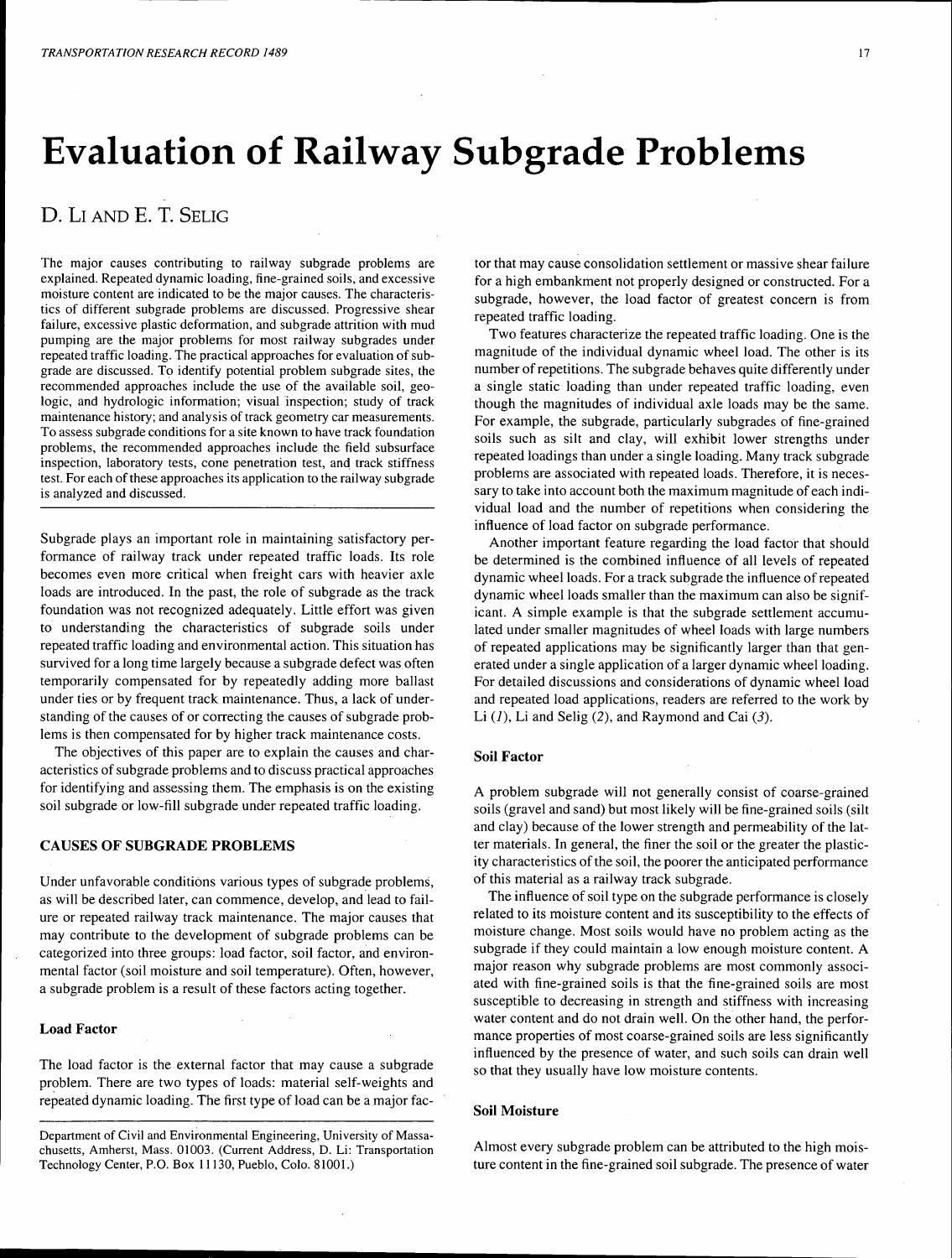# Evaluation of Railway Subgrade Problems

D. LI AND E. T. SELIG

The major causes contributing to railway subgrade problems are explained. Repeated dynamic loading, fine-grained soils, and excessive moisture content are indicated to be the major causes. The characteristics of different subgrade problems are discussed. Progressive shear failure, excessive plastic deformation, and subgrade attrition with mud pumping are the major problems for most railway subgrades under repeated traffic loading. The practical approaches for evaluation of subgrade are discussed. To identify potential problem subgrade sites, the recommended approaches include the use of the available soil, geologic, and hydrologic information; visual inspection; study of track maintenance history; and analysis of track geometry car measurements. To assess subgrade conditions for a site known to have track foundation problems, the recommended approaches include the field subsurface inspection, laboratory tests, cone penetration test, and track stiffness test. For each of these approaches its application to the railway subgrade is analyzed and discussed.

Subgrade plays an important role in maintaining satisfactory performance of railway track under repeated traffic loads. Its role becomes even more critical when freight cars with heavier axle loads are introduced. In the past, the role of subgrade as the track foundation was not recognized adequately. Little effort was given to understanding the characteristics of subgrade soils under repeated traffic loading and environmental action. This situation has survived for a long time largely because a subgrade defect was often temporarily compensated for by repeatedly adding more ballast under ties or by frequent track maintenance. Thus, a lack of understanding of the causes of or correcting the causes of subgrade problems is then compensated for by higher track maintenance costs.

The objectives of this paper are to explain the causes and characteristics of subgrade problems and to discuss practical approaches for identifying and assessing them. The emphasis is on the existing soil subgrade or low-fill subgrade under repeated traffic loading.

## CAUSES OF SUBGRADE PROBLEMS

Under unfavorable conditions various types of subgrade problems, as will be described later, can commence, develop, and lead to failure or repeated railway track maintenance. The major causes that may contribute to the development of subgrade problems can be categorized into three groups: load factor, soil factor, and environmental factor (soil moisture and soil temperature). Often, however, a subgrade problem is a result of these factors acting together.

### Load Factor

The load factor is the external factor that may cause a subgrade problem. There are two types of loads: material self-weights and repeated dynamic loading. The first type of load can be a major factor that may cause consolidation settlement or massive shear failure for a high embankment not properly designed or constructed. For a subgrade, however, the load factor of greatest concern is from repeated traffic loading.

Two features characterize the repeated traffic loading. One is the magnitude of the individual dynamic wheel load. The other is its number of repetitions. The subgrade behaves quite differently under a single static loading than under repeated traffic loading, even though the magnitudes of individual axle loads may be the same. For example, the subgrade, particularly subgrades of fine-grained soils such as silt and clay, will exhibit lower strengths under repeated loadings than under a single loading. Many track subgrade problems are associated with repeated loads. Therefore, it is necessary to take into account both the maximum magnitude of each individual load and the number of repetitions when considering the influence of load factor on subgrade performance.

Another important feature regarding the load factor that should be determined is the combined influence of all levels of repeated dynamic wheel loads. For a track subgrade the influence of repeated dynamic wheel loads smaller than the maximum can also be significant. A simple example is that the subgrade settlement accumulated under smaller magnitudes of wheel loads with large numbers of repeated applications may be significantly larger than that generated under a single application of a larger dynamic wheel loading. For detailed discussions and considerations of dynamic wheel load and repeated load applications, readers are referred to the work by Li (*1*), Li and Selig (*2*), and Raymond and Cai (*3*).

### Soil Factor

A problem subgrade will not generally consist of coarse-grained soils (gravel and sand) but most likely will be fine-grained soils (silt and clay) because of the lower strength and permeability of the latter materials. In general, the finer the soil or the greater the plasticity characteristics of the soil, the poorer the anticipated performance of this material as a railway track subgrade.

The influence of soil type on the subgrade performance is closely related to its moisture content and its susceptibility to the effects of moisture change. Most soils would have no problem acting as the subgrade if they could maintain a low enough moisture content. A major reason why subgrade problems are most commonly associated with fine-grained soils is that the fine-grained soils are most susceptible to decreasing in strength and stiffness with increasing water content and do not drain well. On the other hand, the performance properties of most coarse-grained soils are less significantly influenced by the presence of water, and such soils can drain well so that they usually have low moisture contents.

### Soil Moisture

Almost every subgrade problem can be attributed to the high moisture content in the fine-grained soil subgrade. The presence of water

Department of Civil and Environmental Engineering, University of Massachusetts, Amherst, Mass. 01003. (Current Address, D. Li: Transportation Technology Center, P.O. Box 11130, Pueblo, Colo. 81001.)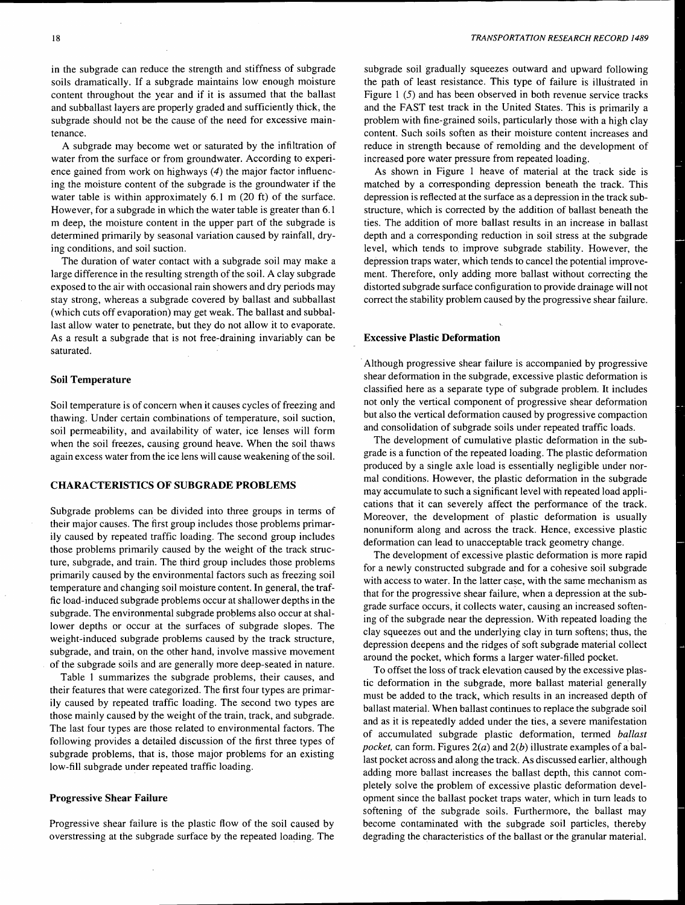in the subgrade can reduce the strength and stiffness of subgrade soils dramatically. If a subgrade maintains low enough moisture content throughout the year and if it is assumed that the ballast and subballast layers are properly graded and sufficiently thick, the subgrade should not be the cause of the need for excessive maintenance.

A subgrade may become wet or saturated by the infiltration of water from the surface or from groundwater. According to experience gained from work on highways (*4*) the major factor influencing the moisture content of the subgrade is the groundwater if the water table is within approximately 6.1 m (20 ft) of the surface. However, for a subgrade in which the water table is greater than 6.1 m deep, the moisture content in the upper part of the subgrade is determined primarily by seasonal variation caused by rainfall, drying conditions, and soil suction.

The duration of water contact with a subgrade soil may make a large difference in the resulting strength of the soil. A clay subgrade exposed to the air with occasional rain showers and dry periods may stay strong, whereas a subgrade covered by ballast and subballast (which cuts off evaporation) may get weak. The ballast and subballast allow water to penetrate, but they do not allow it to evaporate. As a result a subgrade that is not free-draining invariably can be saturated.

### Soil Temperature

Soil temperature is of concern when it causes cycles of freezing and thawing. Under certain combinations of temperature, soil suction, soil permeability, and availability of water, ice lenses will form when the soil freezes, causing ground heave. When the soil thaws again excess water from the ice lens will cause weakening of the soil.

## CHARACTERISTICS OF SUBGRADE PROBLEMS

Subgrade problems can be divided into three groups in terms of their major causes. The first group includes those problems primarily caused by repeated traffic loading. The second group includes those problems primarily caused by the weight of the track structure, subgrade, and train. The third group includes those problems primarily caused by the environmental factors such as freezing soil temperature and changing soil moisture content. In general, the traffic load-induced subgrade problems occur at shallower depths in the subgrade. The environmental subgrade problems also occur at shallower depths or occur at the surfaces of subgrade slopes. The weight-induced subgrade problems caused by the track structure, subgrade, and train, on the other hand, involve massive movement of the subgrade soils and are generally more deep-seated in nature.

Table 1 summarizes the subgrade problems, their causes, and their features that were categorized. The first four types are primarily caused by repeated traffic loading. The second two types are those mainly caused by the weight of the train, track, and subgrade. The last four types are those related to environmental factors. The following provides a detailed discussion of the first three types of subgrade problems, that is, those major problems for an existing low-fill subgrade under repeated traffic loading.

### Progressive Shear Failure

Progressive shear failure is the plastic flow of the soil caused by overstressing at the subgrade surface by the repeated loading. The subgrade soil gradually squeezes outward and upward following the path of least resistance. This type of failure is illustrated in Figure 1 (*5*) and has been observed in both revenue service tracks and the FAST test track in the United States. This is primarily a problem with fine-grained soils, particularly those with a high clay content. Such soils soften as their moisture content increases and reduce in strength because of remolding and the development of increased pore water pressure from repeated loading.

As shown in Figure 1 heave of material at the track side is matched by a corresponding depression beneath the track. This depression is reflected at the surface as a depression in the track substructure, which is corrected by the addition of ballast beneath the ties. The addition of more ballast results in an increase in ballast depth and a corresponding reduction in soil stress at the subgrade level, which tends to improve subgrade stability. However, the depression traps water, which tends to cancel the potential improvement. Therefore, only adding more ballast without correcting the distorted subgrade surface configuration to provide drainage will not correct the stability problem caused by the progressive shear failure.

### Excessive Plastic Deformation

Although progressive shear failure is accompanied by progressive shear deformation in the subgrade, excessive plastic deformation is classified here as a separate type of subgrade problem. It includes not only the vertical component of progressive shear deformation but also the vertical deformation caused by progressive compaction and consolidation of subgrade soils under repeated traffic loads.

The development of cumulative plastic deformation in the subgrade is a function of the repeated loading. The plastic deformation produced by a single axle load is essentially negligible under normal conditions. However, the plastic deformation in the subgrade may accumulate to such a significant level with repeated load applications that it can severely affect the performance of the track. Moreover, the development of plastic deformation is usually nonuniform along and across the track. Hence, excessive plastic deformation can lead to unacceptable track geometry change.

The development of excessive plastic deformation is more rapid for a newly constructed subgrade and for a cohesive soil subgrade with access to water. In the latter case, with the same mechanism as that for the progressive shear failure, when a depression at the subgrade surface occurs, it collects water, causing an increased softening of the subgrade near the depression. With repeated loading the clay squeezes out and the underlying clay in turn softens; thus, the depression deepens and the ridges of soft subgrade material collect around the pocket, which forms a larger water-filled pocket.

To offset the loss of track elevation caused by the excessive plastic deformation in the subgrade, more ballast material generally must be added to the track, which results in an increased depth of ballast material. When ballast continues to replace the subgrade soil and as it is repeatedly added under the ties, a severe manifestation of accumulated subgrade plastic deformation, termed *ballast pocket,* can form. Figures 2(*a*) and 2(*b*) illustrate examples of a ballast pocket across and along the track. As discussed earlier, although adding more ballast increases the ballast depth, this cannot completely solve the problem of excessive plastic deformation development since the ballast pocket traps water, which in turn leads to softening of the subgrade soils. Furthermore, the ballast may become contaminated with the subgrade soil particles, thereby degrading the characteristics of the ballast or the granular material.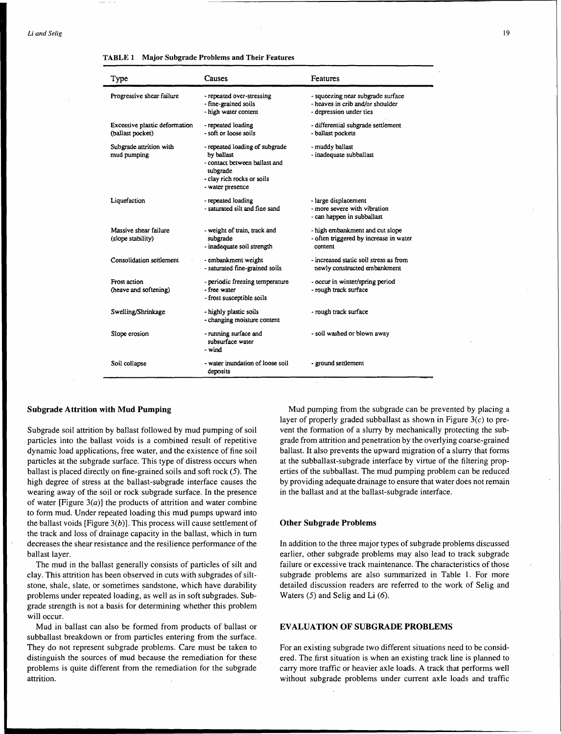**TABLE 1 Major Subgrade Problems and Their Features**

| Type | Causes | Features |
|---|---|---|
| Progressive shear failure | - repeated over-stressing<br>- fine-grained soils<br>- high water content | - squeezing near subgrade surface<br>- heaves in crib and/or shoulder<br>- depression under ties |
| Excessive plastic deformation (ballast pocket) | - repeated loading<br>- soft or loose soils | - differential subgrade settlement<br>- ballast pockets |
| Subgrade attrition with mud pumping | - repeated loading of subgrade by ballast<br>- contact between ballast and subgrade<br>- clay rich rocks or soils<br>- water presence | - muddy ballast<br>- inadequate subballast |
| Liquefaction | - repeated loading<br>- saturated silt and fine sand | - large displacement<br>- more severe with vibration<br>- can happen in subballast |
| Massive shear failure (slope stability) | - weight of train, track and subgrade<br>- inadequate soil strength | - high embankment and cut slope<br>- often triggered by increase in water content |
| Consolidation settlement | - embankment weight<br>- saturated fine-grained soils | - increased static soil stress as from newly constructed embankment |
| Frost action (heave and softening) | - periodic freezing temperature<br>- free water<br>- frost susceptible soils | - occur in winter/spring period<br>- rough track surface |
| Swelling/Shrinkage | - highly plastic soils<br>- changing moisture content | - rough track surface |
| Slope erosion | - running surface and subsurface water<br>- wind | - soil washed or blown away |
| Soil collapse | - water inundation of loose soil deposits | - ground settlement |

### Subgrade Attrition with Mud Pumping

Subgrade soil attrition by ballast followed by mud pumping of soil particles into the ballast voids is a combined result of repetitive dynamic load applications, free water, and the existence of fine soil particles at the subgrade surface. This type of distress occurs when ballast is placed directly on fine-grained soils and soft rock (*5*). The high degree of stress at the ballast-subgrade interface causes the wearing away of the soil or rock subgrade surface. In the presence of water [Figure 3(*a*)] the products of attrition and water combine to form mud. Under repeated loading this mud pumps upward into the ballast voids [Figure 3(*b*)]. This process will cause settlement of the track and loss of drainage capacity in the ballast, which in turn decreases the shear resistance and the resilience performance of the ballast layer.

The mud in the ballast generally consists of particles of silt and clay. This attrition has been observed in cuts with subgrades of siltstone, shale, slate, or sometimes sandstone, which have durability problems under repeated loading, as well as in soft subgrades. Subgrade strength is not a basis for determining whether this problem will occur.

Mud in ballast can also be formed from products of ballast or subballast breakdown or from particles entering from the surface. They do not represent subgrade problems. Care must be taken to distinguish the sources of mud because the remediation for these problems is quite different from the remediation for the subgrade attrition.

Mud pumping from the subgrade can be prevented by placing a layer of properly graded subballast as shown in Figure 3(*c*) to prevent the formation of a slurry by mechanically protecting the subgrade from attrition and penetration by the overlying coarse-grained ballast. It also prevents the upward migration of a slurry that forms at the subballast-subgrade interface by virtue of the filtering properties of the subballast. The mud pumping problem can be reduced by providing adequate drainage to ensure that water does not remain in the ballast and at the ballast-subgrade interface.

### Other Subgrade Problems

In addition to the three major types of subgrade problems discussed earlier, other subgrade problems may also lead to track subgrade failure or excessive track maintenance. The characteristics of those subgrade problems are also summarized in Table 1. For more detailed discussion readers are referred to the work of Selig and Waters (*5*) and Selig and Li (*6*).

## EVALUATION OF SUBGRADE PROBLEMS

For an existing subgrade two different situations need to be considered. The first situation is when an existing track line is planned to carry more traffic or heavier axle loads. A track that performs well without subgrade problems under current axle loads and traffic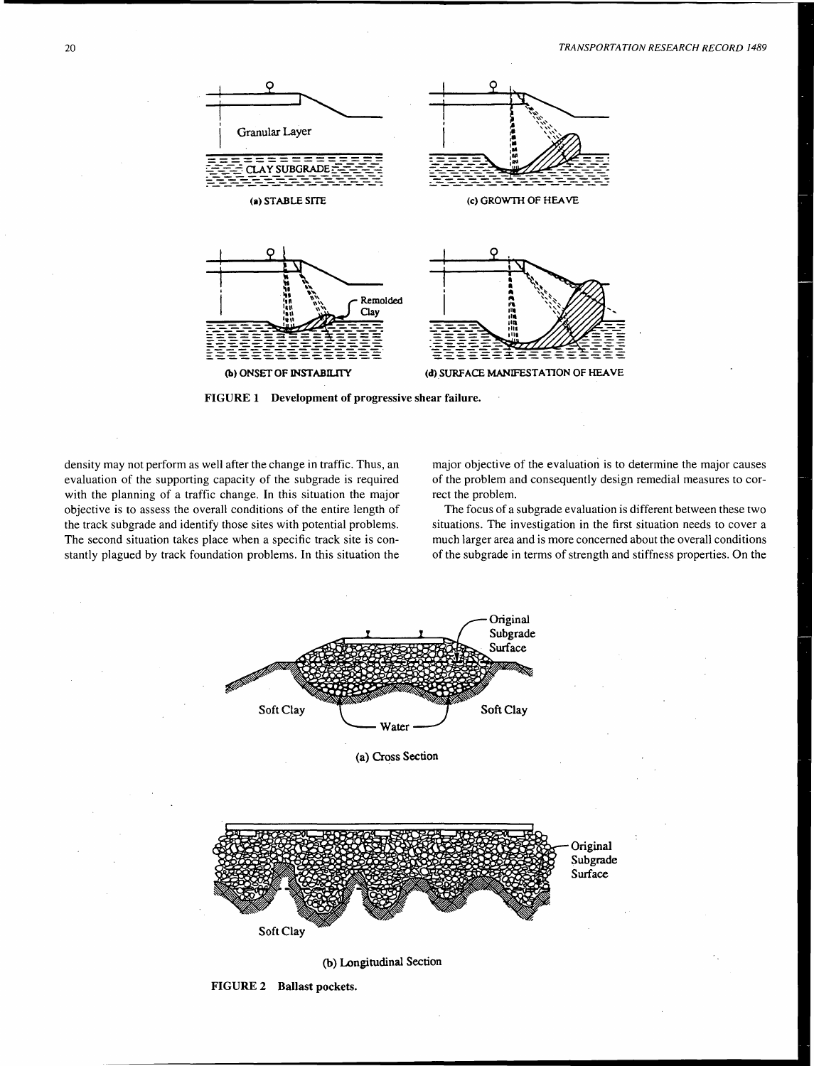FIGURE 1 Development of progressive shear failure.

density may not perform as well after the change in traffic. Thus, an evaluation of the supporting capacity of the subgrade is required with the planning of a traffic change. In this situation the major objective is to assess the overall conditions of the entire length of the track subgrade and identify those sites with potential problems. The second situation takes place when a specific track site is constantly plagued by track foundation problems. In this situation the major objective of the evaluation is to determine the major causes of the problem and consequently design remedial measures to correct the problem.

The focus of a subgrade evaluation is different between these two situations. The investigation in the first situation needs to cover a much larger area and is more concerned about the overall conditions of the subgrade in terms of strength and stiffness properties. On the

FIGURE 2 Ballast pockets.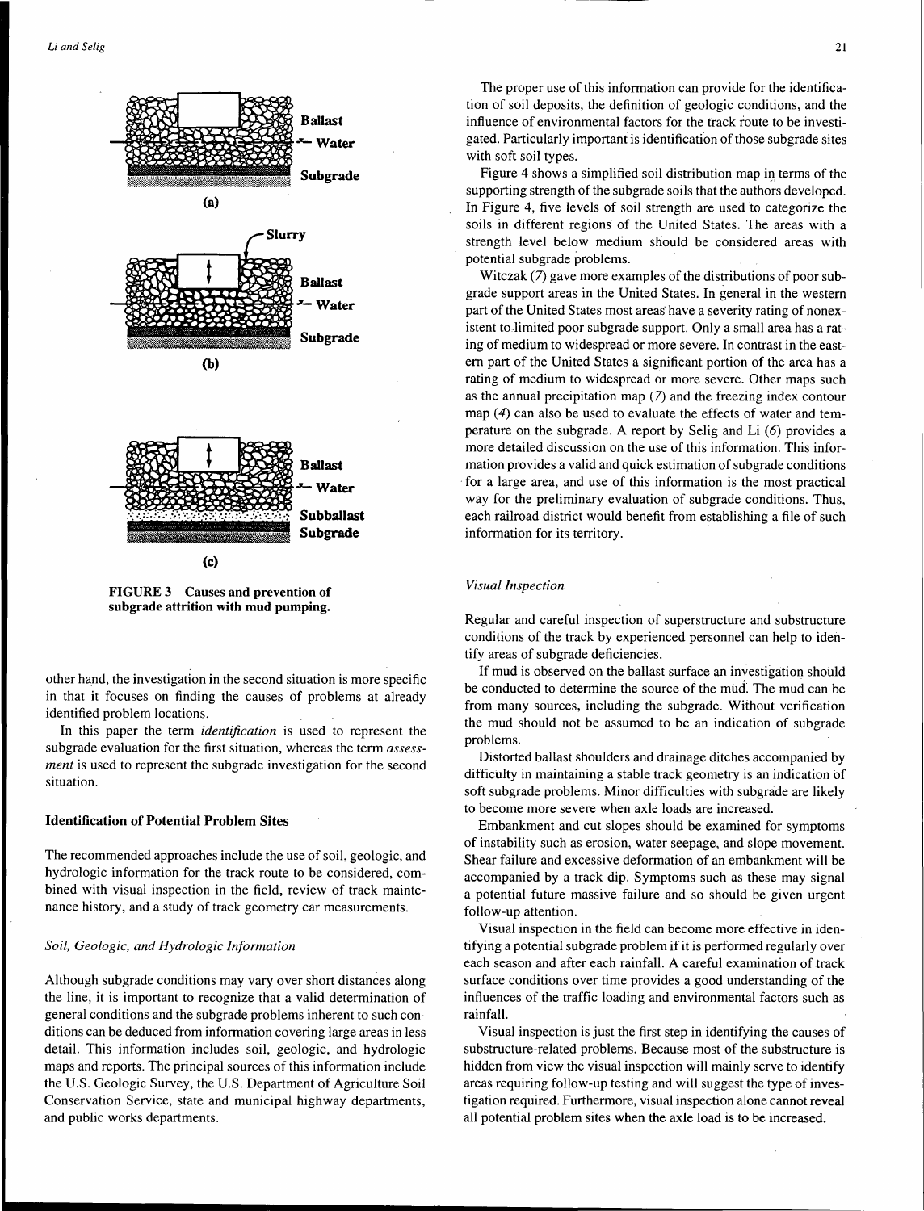FIGURE 3 Causes and prevention of subgrade attrition with mud pumping.

other hand, the investigation in the second situation is more specific in that it focuses on finding the causes of problems at already identified problem locations.

In this paper the term *identification* is used to represent the subgrade evaluation for the first situation, whereas the term *assessment* is used to represent the subgrade investigation for the second situation.

### Identification of Potential Problem Sites

The recommended approaches include the use of soil, geologic, and hydrologic information for the track route to be considered, combined with visual inspection in the field, review of track maintenance history, and a study of track geometry car measurements.

#### *Soil, Geologic, and Hydrologic Information*

Although subgrade conditions may vary over short distances along the line, it is important to recognize that a valid determination of general conditions and the subgrade problems inherent to such conditions can be deduced from information covering large areas in less detail. This information includes soil, geologic, and hydrologic maps and reports. The principal sources of this information include the U.S. Geologic Survey, the U.S. Department of Agriculture Soil Conservation Service, state and municipal highway departments, and public works departments.

The proper use of this information can provide for the identification of soil deposits, the definition of geologic conditions, and the influence of environmental factors for the track route to be investigated. Particularly important is identification of those subgrade sites with soft soil types.

Figure 4 shows a simplified soil distribution map in terms of the supporting strength of the subgrade soils that the authors developed. In Figure 4, five levels of soil strength are used to categorize the soils in different regions of the United States. The areas with a strength level below medium should be considered areas with potential subgrade problems.

Witczak (*7*) gave more examples of the distributions of poor subgrade support areas in the United States. In general in the western part of the United States most areas have a severity rating of nonexistent to limited poor subgrade support. Only a small area has a rating of medium to widespread or more severe. In contrast in the eastern part of the United States a significant portion of the area has a rating of medium to widespread or more severe. Other maps such as the annual precipitation map (*7*) and the freezing index contour map (*4*) can also be used to evaluate the effects of water and temperature on the subgrade. A report by Selig and Li (*6*) provides a more detailed discussion on the use of this information. This information provides a valid and quick estimation of subgrade conditions for a large area, and use of this information is the most practical way for the preliminary evaluation of subgrade conditions. Thus, each railroad district would benefit from establishing a file of such information for its territory.

#### *Visual Inspection*

Regular and careful inspection of superstructure and substructure conditions of the track by experienced personnel can help to identify areas of subgrade deficiencies.

If mud is observed on the ballast surface an investigation should be conducted to determine the source of the mud. The mud can be from many sources, including the subgrade. Without verification the mud should not be assumed to be an indication of subgrade problems.

Distorted ballast shoulders and drainage ditches accompanied by difficulty in maintaining a stable track geometry is an indication of soft subgrade problems. Minor difficulties with subgrade are likely to become more severe when axle loads are increased.

Embankment and cut slopes should be examined for symptoms of instability such as erosion, water seepage, and slope movement. Shear failure and excessive deformation of an embankment will be accompanied by a track dip. Symptoms such as these may signal a potential future massive failure and so should be given urgent follow-up attention.

Visual inspection in the field can become more effective in identifying a potential subgrade problem if it is performed regularly over each season and after each rainfall. A careful examination of track surface conditions over time provides a good understanding of the influences of the traffic loading and environmental factors such as rainfall.

Visual inspection is just the first step in identifying the causes of substructure-related problems. Because most of the substructure is hidden from view the visual inspection will mainly serve to identify areas requiring follow-up testing and will suggest the type of investigation required. Furthermore, visual inspection alone cannot reveal all potential problem sites when the axle load is to be increased.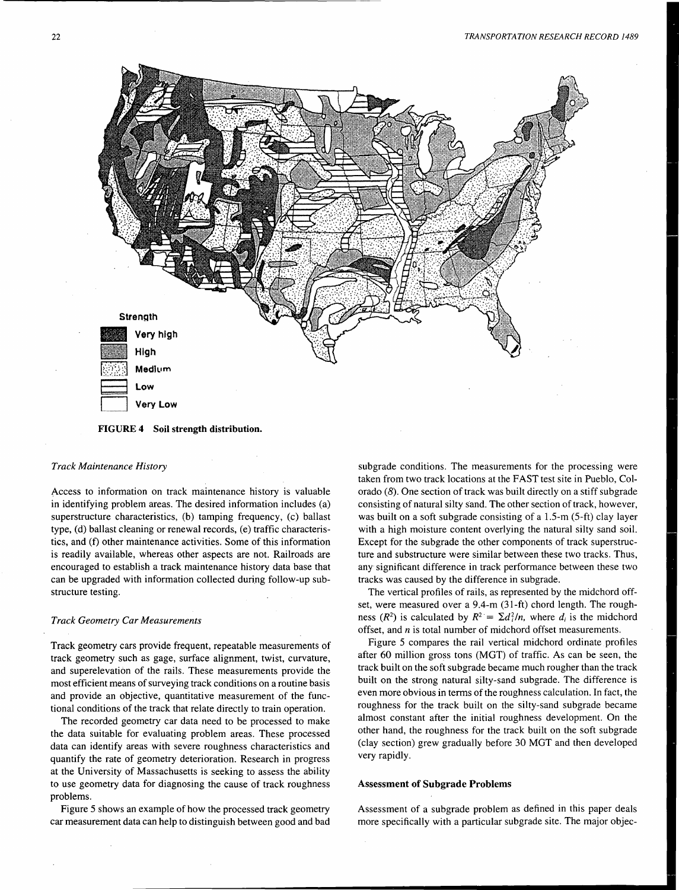Strength

Very high

High

Medium

Low

Very Low

**FIGURE 4 Soil strength distribution.**

### *Track Maintenance History*

Access to information on track maintenance history is valuable in identifying problem areas. The desired information includes (a) superstructure characteristics, (b) tamping frequency, (c) ballast type, (d) ballast cleaning or renewal records, (e) traffic characteristics, and (f) other maintenance activities. Some of this information is readily available, whereas other aspects are not. Railroads are encouraged to establish a track maintenance history data base that can be upgraded with information collected during follow-up substructure testing.

### *Track Geometry Car Measurements*

Track geometry cars provide frequent, repeatable measurements of track geometry such as gage, surface alignment, twist, curvature, and superelevation of the rails. These measurements provide the most efficient means of surveying track conditions on a routine basis and provide an objective, quantitative measurement of the functional conditions of the track that relate directly to train operation.

The recorded geometry car data need to be processed to make the data suitable for evaluating problem areas. These processed data can identify areas with severe roughness characteristics and quantify the rate of geometry deterioration. Research in progress at the University of Massachusetts is seeking to assess the ability to use geometry data for diagnosing the cause of track roughness problems.

Figure 5 shows an example of how the processed track geometry car measurement data can help to distinguish between good and bad subgrade conditions. The measurements for the processing were taken from two track locations at the FAST test site in Pueblo, Colorado (*8*). One section of track was built directly on a stiff subgrade consisting of natural silty sand. The other section of track, however, was built on a soft subgrade consisting of a 1.5-m (5-ft) clay layer with a high moisture content overlying the natural silty sand soil. Except for the subgrade the other components of track superstructure and substructure were similar between these two tracks. Thus, any significant difference in track performance between these two tracks was caused by the difference in subgrade.

The vertical profiles of rails, as represented by the midchord offset, were measured over a 9.4-m (31-ft) chord length. The roughness ($R^2$) is calculated by $R^2 = \Sigma d_i^2/n$, where $d_i$ is the midchord offset, and $n$ is total number of midchord offset measurements.

Figure 5 compares the rail vertical midchord ordinate profiles after 60 million gross tons (MGT) of traffic. As can be seen, the track built on the soft subgrade became much rougher than the track built on the strong natural silty-sand subgrade. The difference is even more obvious in terms of the roughness calculation. In fact, the roughness for the track built on the silty-sand subgrade became almost constant after the initial roughness development. On the other hand, the roughness for the track built on the soft subgrade (clay section) grew gradually before 30 MGT and then developed very rapidly.

## **Assessment of Subgrade Problems**

Assessment of a subgrade problem as defined in this paper deals more specifically with a particular subgrade site. The major objec-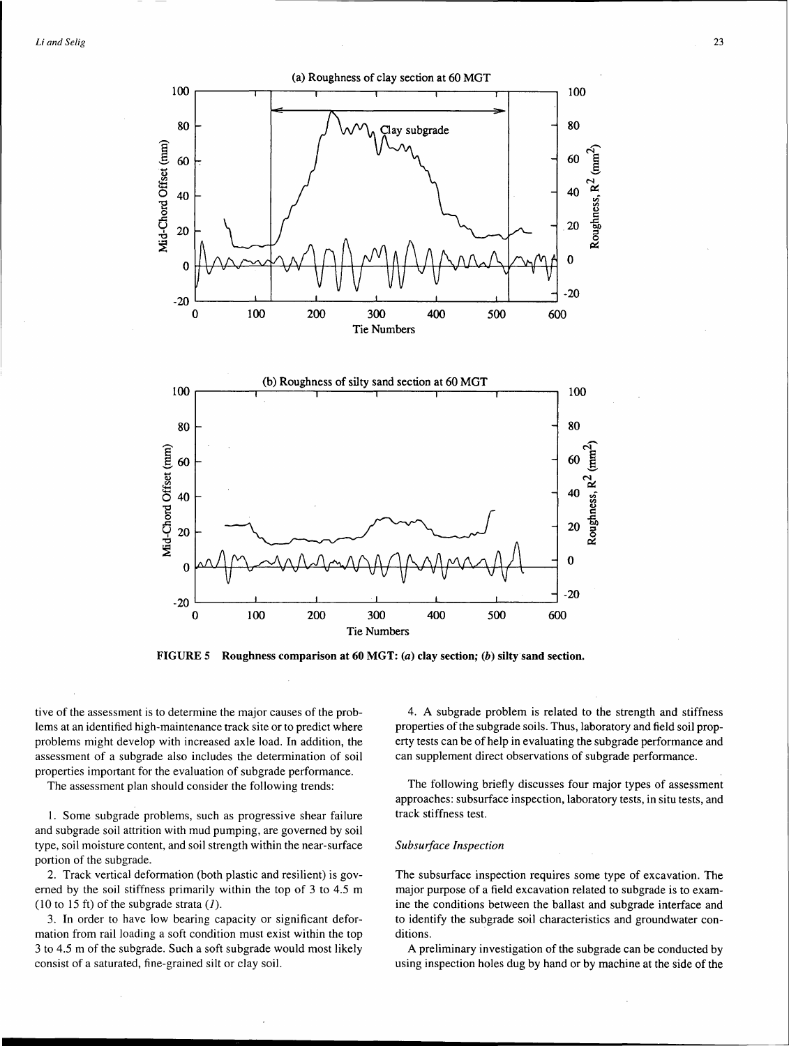FIGURE 5 Roughness comparison at 60 MGT: (*a*) clay section; (*b*) silty sand section.

tive of the assessment is to determine the major causes of the problems at an identified high-maintenance track site or to predict where problems might develop with increased axle load. In addition, the assessment of a subgrade also includes the determination of soil properties important for the evaluation of subgrade performance.

The assessment plan should consider the following trends:

1. Some subgrade problems, such as progressive shear failure and subgrade soil attrition with mud pumping, are governed by soil type, soil moisture content, and soil strength within the near-surface portion of the subgrade.
2. Track vertical deformation (both plastic and resilient) is governed by the soil stiffness primarily within the top of 3 to 4.5 m (10 to 15 ft) of the subgrade strata (*1*).
3. In order to have low bearing capacity or significant deformation from rail loading a soft condition must exist within the top 3 to 4.5 m of the subgrade. Such a soft subgrade would most likely consist of a saturated, fine-grained silt or clay soil.
4. A subgrade problem is related to the strength and stiffness properties of the subgrade soils. Thus, laboratory and field soil property tests can be of help in evaluating the subgrade performance and can supplement direct observations of subgrade performance.

The following briefly discusses four major types of assessment approaches: subsurface inspection, laboratory tests, in situ tests, and track stiffness test.

### *Subsurface Inspection*

The subsurface inspection requires some type of excavation. The major purpose of a field excavation related to subgrade is to examine the conditions between the ballast and subgrade interface and to identify the subgrade soil characteristics and groundwater conditions.

A preliminary investigation of the subgrade can be conducted by using inspection holes dug by hand or by machine at the side of the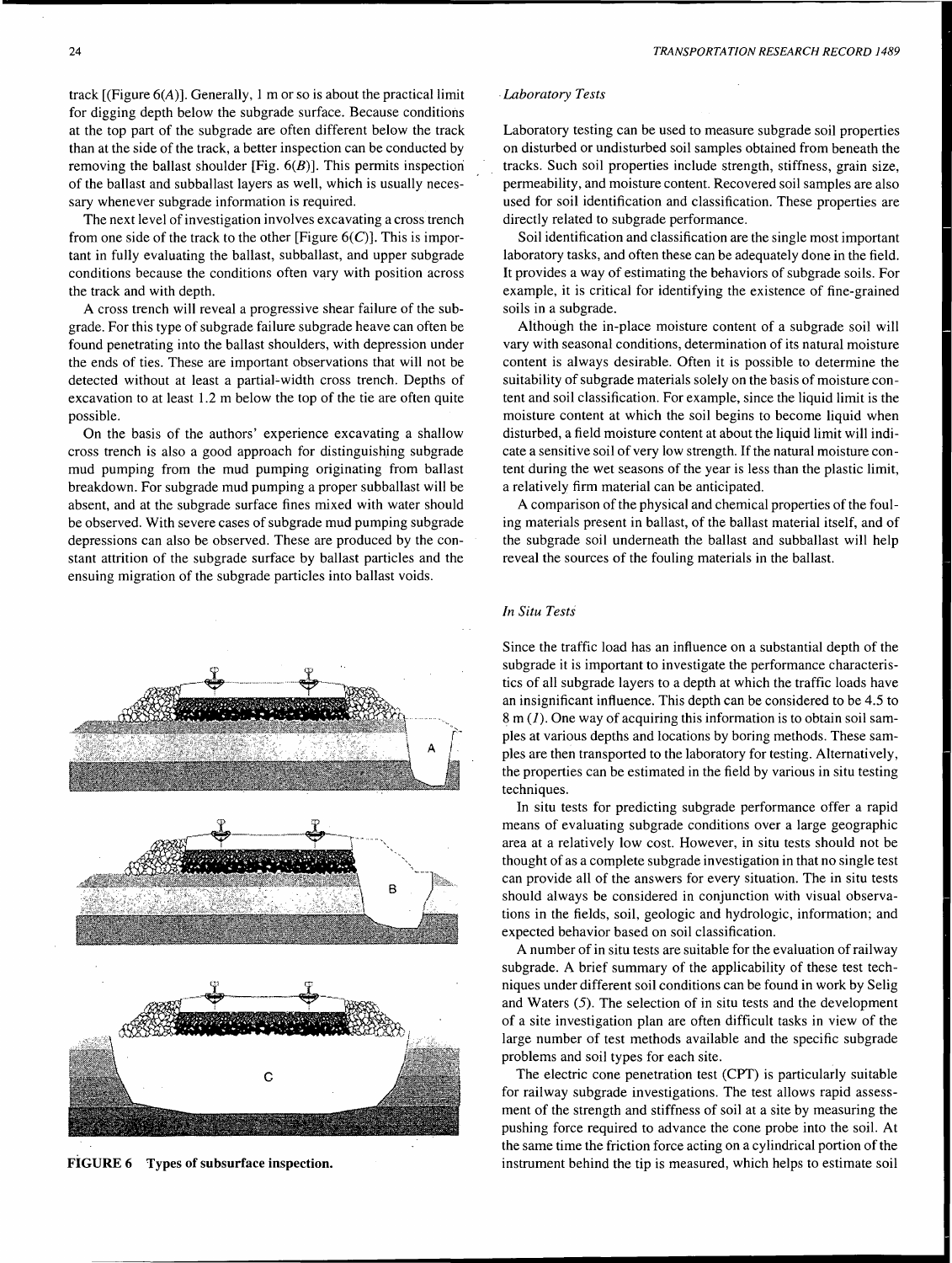track [(Figure 6(*A*)]. Generally, 1 m or so is about the practical limit for digging depth below the subgrade surface. Because conditions at the top part of the subgrade are often different below the track than at the side of the track, a better inspection can be conducted by removing the ballast shoulder [Fig. 6(*B*)]. This permits inspection of the ballast and subballast layers as well, which is usually necessary whenever subgrade information is required.

The next level of investigation involves excavating a cross trench from one side of the track to the other [Figure 6(*C*)]. This is important in fully evaluating the ballast, subballast, and upper subgrade conditions because the conditions often vary with position across the track and with depth.

A cross trench will reveal a progressive shear failure of the subgrade. For this type of subgrade failure subgrade heave can often be found penetrating into the ballast shoulders, with depression under the ends of ties. These are important observations that will not be detected without at least a partial-width cross trench. Depths of excavation to at least 1.2 m below the top of the tie are often quite possible.

On the basis of the authors' experience excavating a shallow cross trench is also a good approach for distinguishing subgrade mud pumping from the mud pumping originating from ballast breakdown. For subgrade mud pumping a proper subballast will be absent, and at the subgrade surface fines mixed with water should be observed. With severe cases of subgrade mud pumping subgrade depressions can also be observed. These are produced by the constant attrition of the subgrade surface by ballast particles and the ensuing migration of the subgrade particles into ballast voids.

**FIGURE 6 Types of subsurface inspection.**

### *Laboratory Tests*

Laboratory testing can be used to measure subgrade soil properties on disturbed or undisturbed soil samples obtained from beneath the tracks. Such soil properties include strength, stiffness, grain size, permeability, and moisture content. Recovered soil samples are also used for soil identification and classification. These properties are directly related to subgrade performance.

Soil identification and classification are the single most important laboratory tasks, and often these can be adequately done in the field. It provides a way of estimating the behaviors of subgrade soils. For example, it is critical for identifying the existence of fine-grained soils in a subgrade.

Although the in-place moisture content of a subgrade soil will vary with seasonal conditions, determination of its natural moisture content is always desirable. Often it is possible to determine the suitability of subgrade materials solely on the basis of moisture content and soil classification. For example, since the liquid limit is the moisture content at which the soil begins to become liquid when disturbed, a field moisture content at about the liquid limit will indicate a sensitive soil of very low strength. If the natural moisture content during the wet seasons of the year is less than the plastic limit, a relatively firm material can be anticipated.

A comparison of the physical and chemical properties of the fouling materials present in ballast, of the ballast material itself, and of the subgrade soil underneath the ballast and subballast will help reveal the sources of the fouling materials in the ballast.

### *In Situ Tests*

Since the traffic load has an influence on a substantial depth of the subgrade it is important to investigate the performance characteristics of all subgrade layers to a depth at which the traffic loads have an insignificant influence. This depth can be considered to be 4.5 to 8 m (*1*). One way of acquiring this information is to obtain soil samples at various depths and locations by boring methods. These samples are then transported to the laboratory for testing. Alternatively, the properties can be estimated in the field by various in situ testing techniques.

In situ tests for predicting subgrade performance offer a rapid means of evaluating subgrade conditions over a large geographic area at a relatively low cost. However, in situ tests should not be thought of as a complete subgrade investigation in that no single test can provide all of the answers for every situation. The in situ tests should always be considered in conjunction with visual observations in the fields, soil, geologic and hydrologic, information; and expected behavior based on soil classification.

A number of in situ tests are suitable for the evaluation of railway subgrade. A brief summary of the applicability of these test techniques under different soil conditions can be found in work by Selig and Waters (*5*). The selection of in situ tests and the development of a site investigation plan are often difficult tasks in view of the large number of test methods available and the specific subgrade problems and soil types for each site.

The electric cone penetration test (CPT) is particularly suitable for railway subgrade investigations. The test allows rapid assessment of the strength and stiffness of soil at a site by measuring the pushing force required to advance the cone probe into the soil. At the same time the friction force acting on a cylindrical portion of the instrument behind the tip is measured, which helps to estimate soil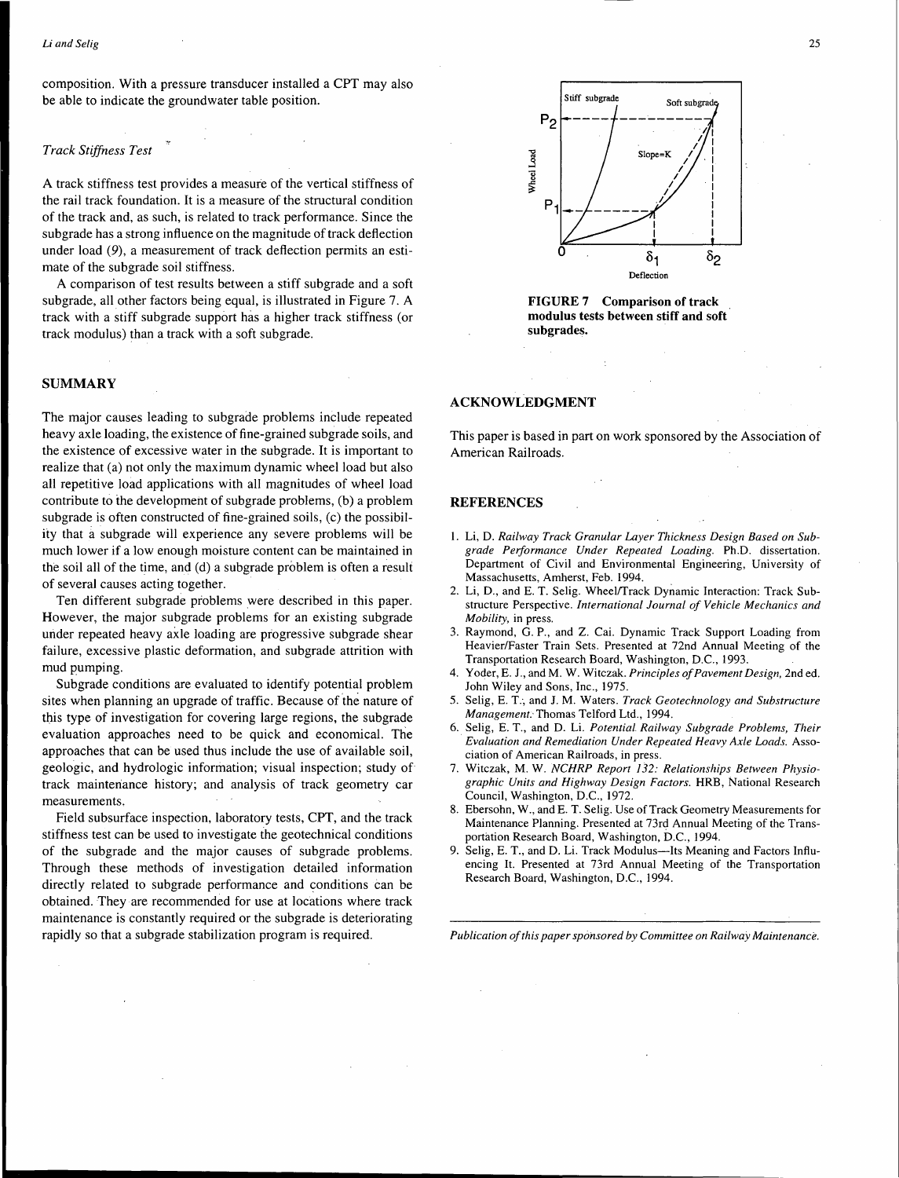composition. With a pressure transducer installed a CPT may also be able to indicate the groundwater table position.

### *Track Stiffness Test*

A track stiffness test provides a measure of the vertical stiffness of the rail track foundation. It is a measure of the structural condition of the track and, as such, is related to track performance. Since the subgrade has a strong influence on the magnitude of track deflection under load (*9*), a measurement of track deflection permits an estimate of the subgrade soil stiffness.

A comparison of test results between a stiff subgrade and a soft subgrade, all other factors being equal, is illustrated in Figure 7. A track with a stiff subgrade support has a higher track stiffness (or track modulus) than a track with a soft subgrade.

Stiff subgrade

Soft subgrade

$P_2$

$P_1$

Slope=K

Wheel Load

0

$\delta_1$

$\delta_2$

Deflection

**FIGURE 7 Comparison of track modulus tests between stiff and soft subgrades.**

## SUMMARY

The major causes leading to subgrade problems include repeated heavy axle loading, the existence of fine-grained subgrade soils, and the existence of excessive water in the subgrade. It is important to realize that (a) not only the maximum dynamic wheel load but also all repetitive load applications with all magnitudes of wheel load contribute to the development of subgrade problems, (b) a problem subgrade is often constructed of fine-grained soils, (c) the possibility that a subgrade will experience any severe problems will be much lower if a low enough moisture content can be maintained in the soil all of the time, and (d) a subgrade problem is often a result of several causes acting together.

Ten different subgrade problems were described in this paper. However, the major subgrade problems for an existing subgrade under repeated heavy axle loading are progressive subgrade shear failure, excessive plastic deformation, and subgrade attrition with mud pumping.

Subgrade conditions are evaluated to identify potential problem sites when planning an upgrade of traffic. Because of the nature of this type of investigation for covering large regions, the subgrade evaluation approaches need to be quick and economical. The approaches that can be used thus include the use of available soil, geologic, and hydrologic information; visual inspection; study of track maintenance history; and analysis of track geometry car measurements.

Field subsurface inspection, laboratory tests, CPT, and the track stiffness test can be used to investigate the geotechnical conditions of the subgrade and the major causes of subgrade problems. Through these methods of investigation detailed information directly related to subgrade performance and conditions can be obtained. They are recommended for use at locations where track maintenance is constantly required or the subgrade is deteriorating rapidly so that a subgrade stabilization program is required.

## ACKNOWLEDGMENT

This paper is based in part on work sponsored by the Association of American Railroads.

## REFERENCES

1. Li, D. *Railway Track Granular Layer Thickness Design Based on Subgrade Performance Under Repeated Loading.* Ph.D. dissertation. Department of Civil and Environmental Engineering, University of Massachusetts, Amherst, Feb. 1994.
2. Li, D., and E. T. Selig. Wheel/Track Dynamic Interaction: Track Substructure Perspective. *International Journal of Vehicle Mechanics and Mobility,* in press.
3. Raymond, G. P., and Z. Cai. Dynamic Track Support Loading from Heavier/Faster Train Sets. Presented at 72nd Annual Meeting of the Transportation Research Board, Washington, D.C., 1993.
4. Yoder, E. J., and M. W. Witczak. *Principles of Pavement Design,* 2nd ed. John Wiley and Sons, Inc., 1975.
5. Selig, E. T., and J. M. Waters. *Track Geotechnology and Substructure Management.* Thomas Telford Ltd., 1994.
6. Selig, E. T., and D. Li. *Potential Railway Subgrade Problems, Their Evaluation and Remediation Under Repeated Heavy Axle Loads.* Association of American Railroads, in press.
7. Witczak, M. W. *NCHRP Report 132: Relationships Between Physiographic Units and Highway Design Factors.* HRB, National Research Council, Washington, D.C., 1972.
8. Ebersohn, W., and E. T. Selig. Use of Track Geometry Measurements for Maintenance Planning. Presented at 73rd Annual Meeting of the Transportation Research Board, Washington, D.C., 1994.
9. Selig, E. T., and D. Li. Track Modulus—Its Meaning and Factors Influencing It. Presented at 73rd Annual Meeting of the Transportation Research Board, Washington, D.C., 1994.

*Publication of this paper sponsored by Committee on Railway Maintenance.*